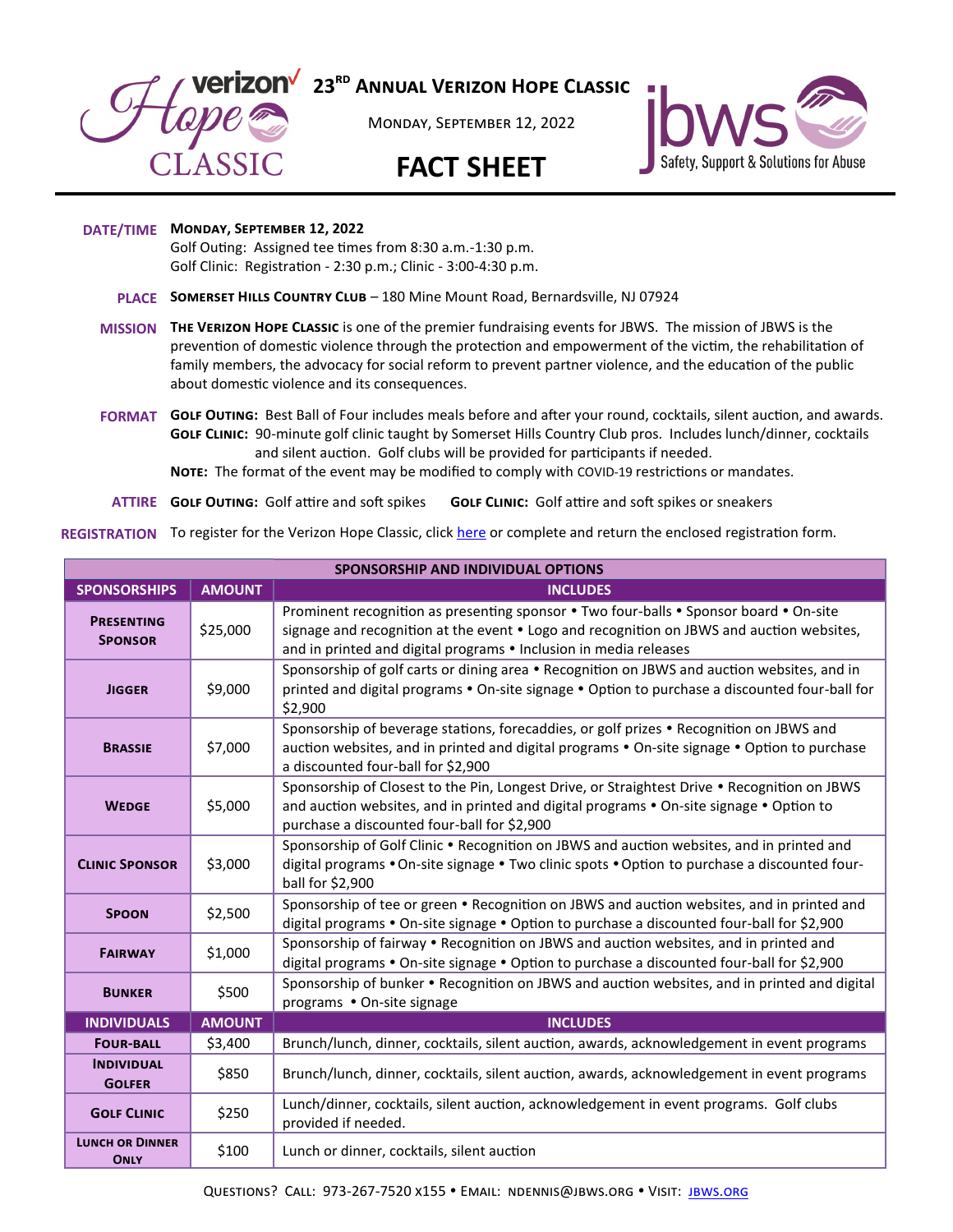# 23[RD] Annual Verizon Hope Classic

Monday, September 12, 2022

## FACT SHEET

jbws — Safety, Support & Solutions for Abuse

**DATE/TIME** **Monday, September 12, 2022**
Golf Outing: Assigned tee times from 8:30 a.m.-1:30 p.m.
Golf Clinic: Registration - 2:30 p.m.; Clinic - 3:00-4:30 p.m.

**PLACE** **Somerset Hills Country Club** – 180 Mine Mount Road, Bernardsville, NJ 07924

**MISSION** **The Verizon Hope Classic** is one of the premier fundraising events for JBWS. The mission of JBWS is the prevention of domestic violence through the protection and empowerment of the victim, the rehabilitation of family members, the advocacy for social reform to prevent partner violence, and the education of the public about domestic violence and its consequences.

**FORMAT** **Golf Outing:** Best Ball of Four includes meals before and after your round, cocktails, silent auction, and awards.
**Golf Clinic:** 90-minute golf clinic taught by Somerset Hills Country Club pros. Includes lunch/dinner, cocktails and silent auction. Golf clubs will be provided for participants if needed.
**Note:** The format of the event may be modified to comply with COVID-19 restrictions or mandates.

**ATTIRE** **Golf Outing:** Golf attire and soft spikes **Golf Clinic:** Golf attire and soft spikes or sneakers

**REGISTRATION** To register for the Verizon Hope Classic, click [here](here) or complete and return the enclosed registration form.

| SPONSORSHIP AND INDIVIDUAL OPTIONS | | |
|---|---|---|
| **SPONSORSHIPS** | **AMOUNT** | **INCLUDES** |
| **Presenting Sponsor** | $25,000 | Prominent recognition as presenting sponsor • Two four-balls • Sponsor board • On-site signage and recognition at the event • Logo and recognition on JBWS and auction websites, and in printed and digital programs • Inclusion in media releases |
| **Jigger** | $9,000 | Sponsorship of golf carts or dining area • Recognition on JBWS and auction websites, and in printed and digital programs • On-site signage • Option to purchase a discounted four-ball for $2,900 |
| **Brassie** | $7,000 | Sponsorship of beverage stations, forecaddies, or golf prizes • Recognition on JBWS and auction websites, and in printed and digital programs • On-site signage • Option to purchase a discounted four-ball for $2,900 |
| **Wedge** | $5,000 | Sponsorship of Closest to the Pin, Longest Drive, or Straightest Drive • Recognition on JBWS and auction websites, and in printed and digital programs • On-site signage • Option to purchase a discounted four-ball for $2,900 |
| **Clinic Sponsor** | $3,000 | Sponsorship of Golf Clinic • Recognition on JBWS and auction websites, and in printed and digital programs • On-site signage • Two clinic spots • Option to purchase a discounted four-ball for $2,900 |
| **Spoon** | $2,500 | Sponsorship of tee or green • Recognition on JBWS and auction websites, and in printed and digital programs • On-site signage • Option to purchase a discounted four-ball for $2,900 |
| **Fairway** | $1,000 | Sponsorship of fairway • Recognition on JBWS and auction websites, and in printed and digital programs • On-site signage • Option to purchase a discounted four-ball for $2,900 |
| **Bunker** | $500 | Sponsorship of bunker • Recognition on JBWS and auction websites, and in printed and digital programs • On-site signage |
| **INDIVIDUALS** | **AMOUNT** | **INCLUDES** |
| **Four-Ball** | $3,400 | Brunch/lunch, dinner, cocktails, silent auction, awards, acknowledgement in event programs |
| **Individual Golfer** | $850 | Brunch/lunch, dinner, cocktails, silent auction, awards, acknowledgement in event programs |
| **Golf Clinic** | $250 | Lunch/dinner, cocktails, silent auction, acknowledgement in event programs. Golf clubs provided if needed. |
| **Lunch or Dinner Only** | $100 | Lunch or dinner, cocktails, silent auction |

Questions? Call: 973-267-7520 x155 • Email: ndennis@jbws.org • Visit: [jbws.org](jbws.org)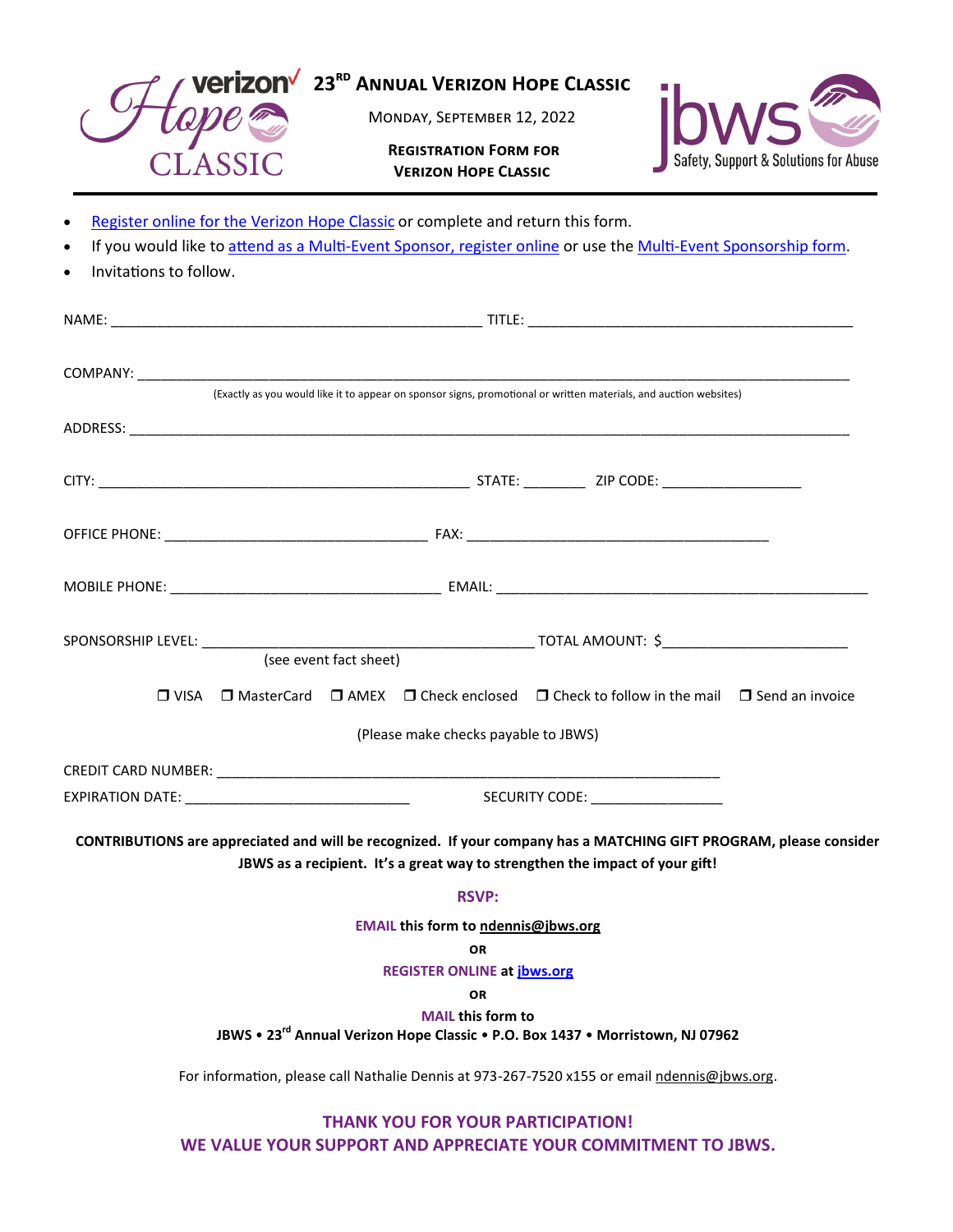# 23RD ANNUAL VERIZON HOPE CLASSIC

MONDAY, SEPTEMBER 12, 2022

**REGISTRATION FORM FOR VERIZON HOPE CLASSIC**

jbws Safety, Support & Solutions for Abuse

- Register online for the Verizon Hope Classic or complete and return this form.
- If you would like to attend as a Multi-Event Sponsor, register online or use the Multi-Event Sponsorship form.
- Invitations to follow.

NAME: _______________________________________________ TITLE: _________________________________________

COMPANY: ________________________________________________________________________________________

(Exactly as you would like it to appear on sponsor signs, promotional or written materials, and auction websites)

ADDRESS: ________________________________________________________________________________________

CITY: _______________________________________________ STATE: ________ ZIP CODE: __________________

OFFICE PHONE: _________________________________ FAX: _______________________________________

MOBILE PHONE: _________________________________ EMAIL: ______________________________________________

SPONSORSHIP LEVEL: __________________________________________ TOTAL AMOUNT: $________________________

(see event fact sheet)

❒ VISA ❒ MasterCard ❒ AMEX ❒ Check enclosed ❒ Check to follow in the mail ❒ Send an invoice

(Please make checks payable to JBWS)

CREDIT CARD NUMBER: ______________________________________________________________________

EXPIRATION DATE: ____________________________ SECURITY CODE: _________________

**CONTRIBUTIONS are appreciated and will be recognized. If your company has a MATCHING GIFT PROGRAM, please consider JBWS as a recipient. It's a great way to strengthen the impact of your gift!**

**RSVP:**

**EMAIL this form to ndennis@jbws.org**

**OR**

**REGISTER ONLINE at jbws.org**

**OR**

**MAIL this form to**

**JBWS • 23rd Annual Verizon Hope Classic • P.O. Box 1437 • Morristown, NJ 07962**

For information, please call Nathalie Dennis at 973-267-7520 x155 or email ndennis@jbws.org.

**THANK YOU FOR YOUR PARTICIPATION!**

**WE VALUE YOUR SUPPORT AND APPRECIATE YOUR COMMITMENT TO JBWS.**